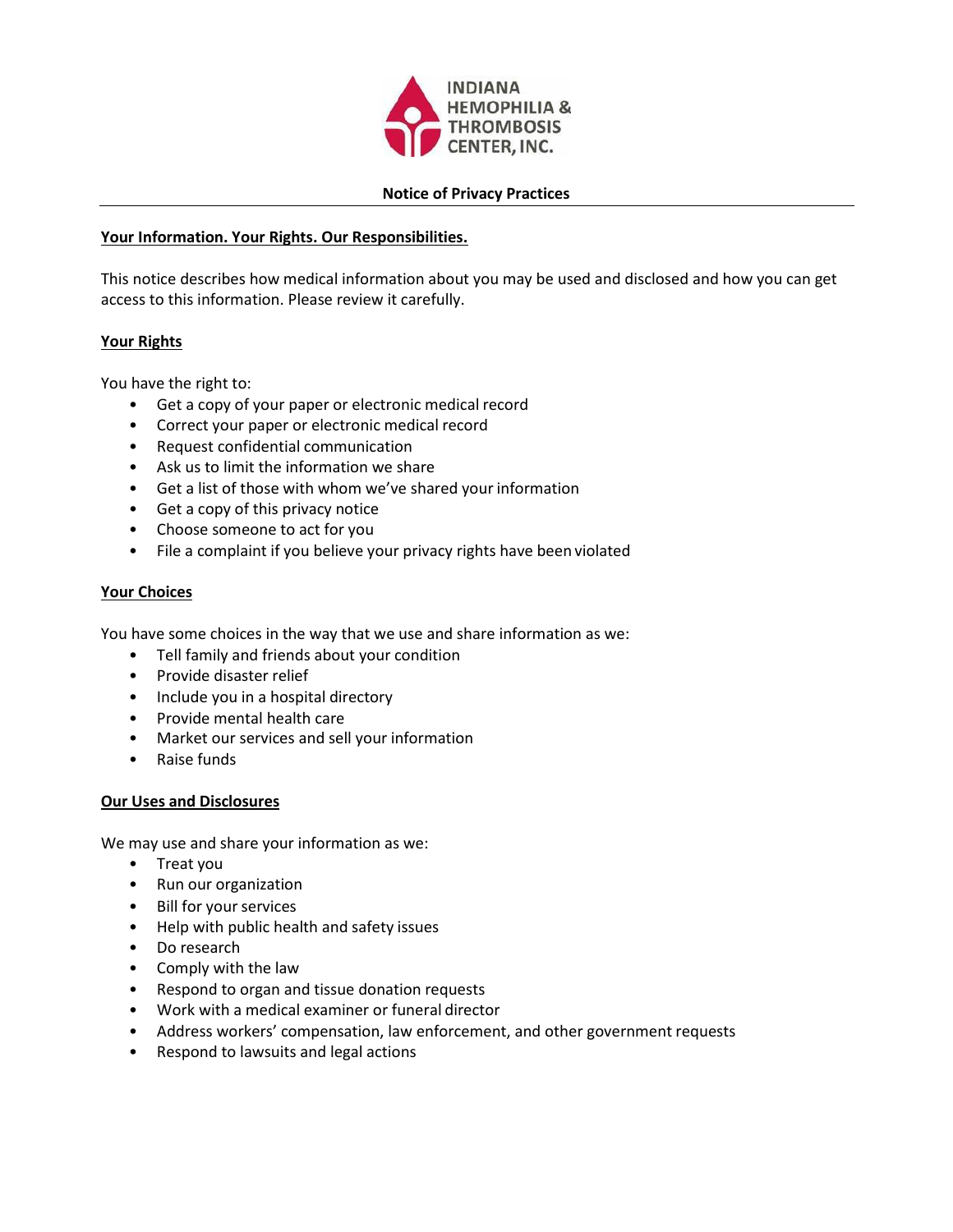INDIANA HEMOPHILIA & THROMBOSIS CENTER, INC.

# Notice of Privacy Practices

## Your Information. Your Rights. Our Responsibilities.

This notice describes how medical information about you may be used and disclosed and how you can get access to this information. Please review it carefully.

## Your Rights

You have the right to:

- Get a copy of your paper or electronic medical record
- Correct your paper or electronic medical record
- Request confidential communication
- Ask us to limit the information we share
- Get a list of those with whom we've shared your information
- Get a copy of this privacy notice
- Choose someone to act for you
- File a complaint if you believe your privacy rights have been violated

## Your Choices

You have some choices in the way that we use and share information as we:

- Tell family and friends about your condition
- Provide disaster relief
- Include you in a hospital directory
- Provide mental health care
- Market our services and sell your information
- Raise funds

## Our Uses and Disclosures

We may use and share your information as we:

- Treat you
- Run our organization
- Bill for your services
- Help with public health and safety issues
- Do research
- Comply with the law
- Respond to organ and tissue donation requests
- Work with a medical examiner or funeral director
- Address workers' compensation, law enforcement, and other government requests
- Respond to lawsuits and legal actions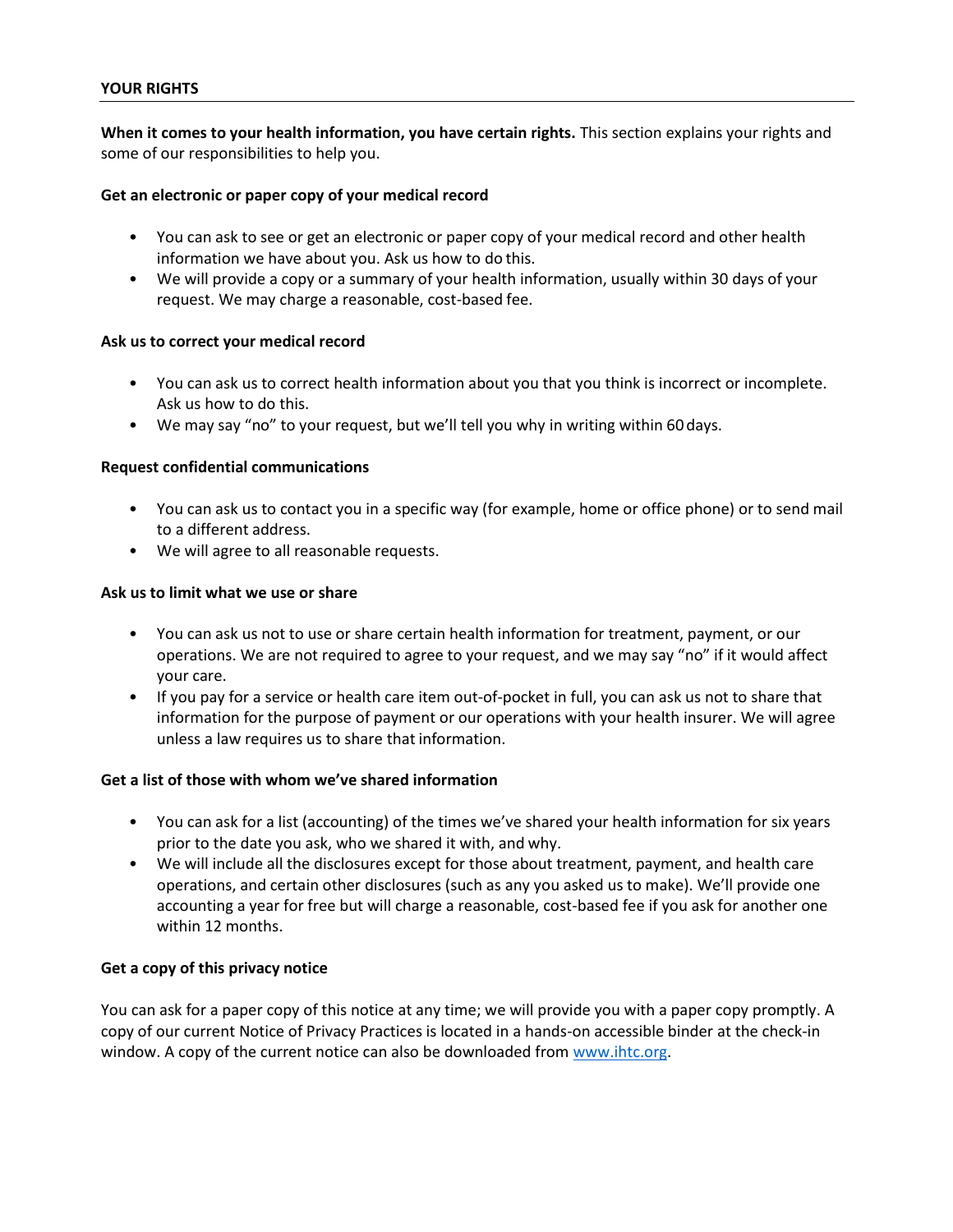## YOUR RIGHTS

**When it comes to your health information, you have certain rights.** This section explains your rights and some of our responsibilities to help you.

**Get an electronic or paper copy of your medical record**

- You can ask to see or get an electronic or paper copy of your medical record and other health information we have about you. Ask us how to do this.
- We will provide a copy or a summary of your health information, usually within 30 days of your request. We may charge a reasonable, cost-based fee.

**Ask us to correct your medical record**

- You can ask us to correct health information about you that you think is incorrect or incomplete. Ask us how to do this.
- We may say "no" to your request, but we'll tell you why in writing within 60 days.

**Request confidential communications**

- You can ask us to contact you in a specific way (for example, home or office phone) or to send mail to a different address.
- We will agree to all reasonable requests.

**Ask us to limit what we use or share**

- You can ask us not to use or share certain health information for treatment, payment, or our operations. We are not required to agree to your request, and we may say "no" if it would affect your care.
- If you pay for a service or health care item out-of-pocket in full, you can ask us not to share that information for the purpose of payment or our operations with your health insurer. We will agree unless a law requires us to share that information.

**Get a list of those with whom we've shared information**

- You can ask for a list (accounting) of the times we've shared your health information for six years prior to the date you ask, who we shared it with, and why.
- We will include all the disclosures except for those about treatment, payment, and health care operations, and certain other disclosures (such as any you asked us to make). We'll provide one accounting a year for free but will charge a reasonable, cost-based fee if you ask for another one within 12 months.

**Get a copy of this privacy notice**

You can ask for a paper copy of this notice at any time; we will provide you with a paper copy promptly. A copy of our current Notice of Privacy Practices is located in a hands-on accessible binder at the check-in window. A copy of the current notice can also be downloaded from [www.ihtc.org](http://www.ihtc.org).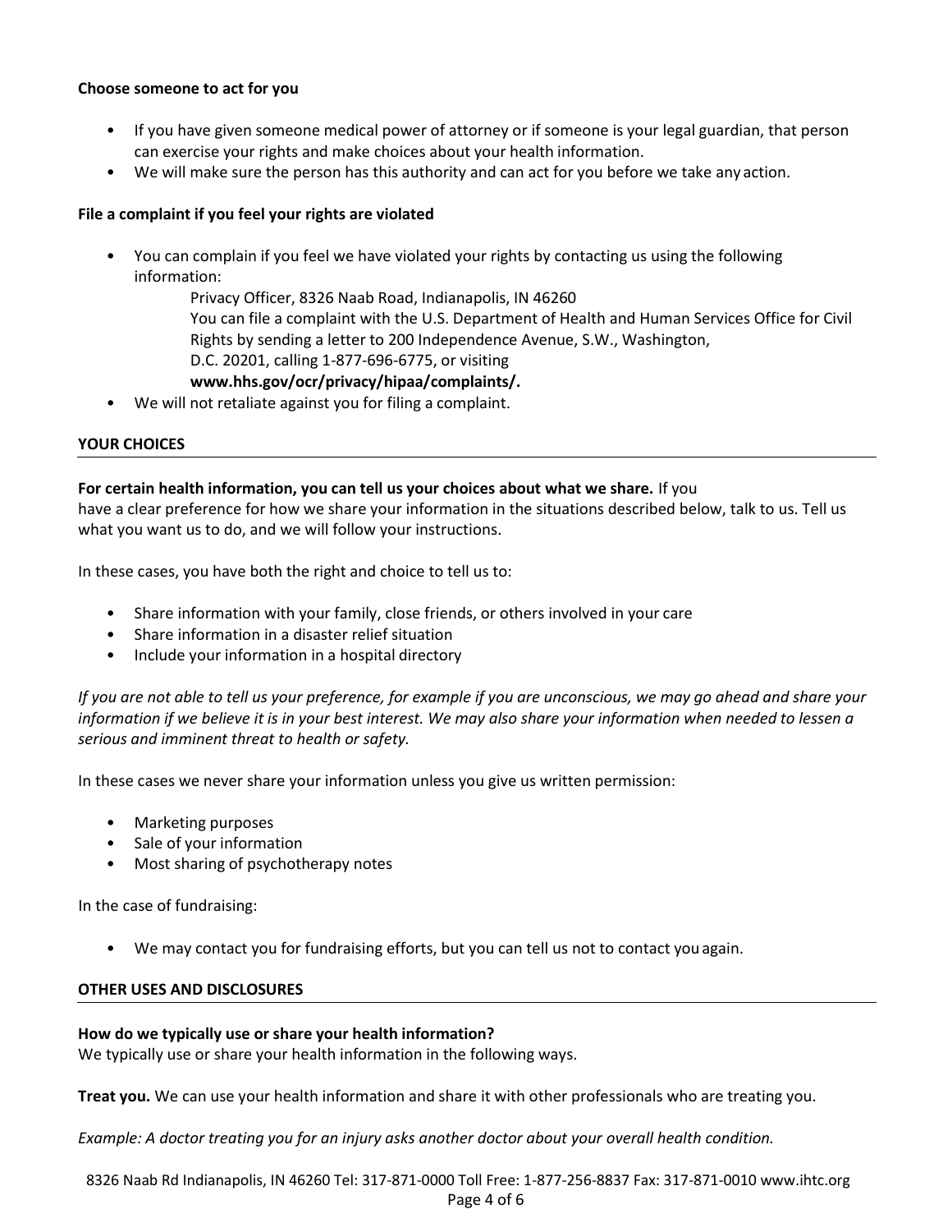**Choose someone to act for you**

- If you have given someone medical power of attorney or if someone is your legal guardian, that person can exercise your rights and make choices about your health information.
- We will make sure the person has this authority and can act for you before we take any action.

**File a complaint if you feel your rights are violated**

- You can complain if you feel we have violated your rights by contacting us using the following information:

  Privacy Officer, 8326 Naab Road, Indianapolis, IN 46260
  You can file a complaint with the U.S. Department of Health and Human Services Office for Civil Rights by sending a letter to 200 Independence Avenue, S.W., Washington, D.C. 20201, calling 1-877-696-6775, or visiting **www.hhs.gov/ocr/privacy/hipaa/complaints/.**
- We will not retaliate against you for filing a complaint.

## YOUR CHOICES

**For certain health information, you can tell us your choices about what we share.** If you have a clear preference for how we share your information in the situations described below, talk to us. Tell us what you want us to do, and we will follow your instructions.

In these cases, you have both the right and choice to tell us to:

- Share information with your family, close friends, or others involved in your care
- Share information in a disaster relief situation
- Include your information in a hospital directory

*If you are not able to tell us your preference, for example if you are unconscious, we may go ahead and share your information if we believe it is in your best interest. We may also share your information when needed to lessen a serious and imminent threat to health or safety.*

In these cases we never share your information unless you give us written permission:

- Marketing purposes
- Sale of your information
- Most sharing of psychotherapy notes

In the case of fundraising:

- We may contact you for fundraising efforts, but you can tell us not to contact you again.

## OTHER USES AND DISCLOSURES

**How do we typically use or share your health information?**
We typically use or share your health information in the following ways.

**Treat you.** We can use your health information and share it with other professionals who are treating you.

*Example: A doctor treating you for an injury asks another doctor about your overall health condition.*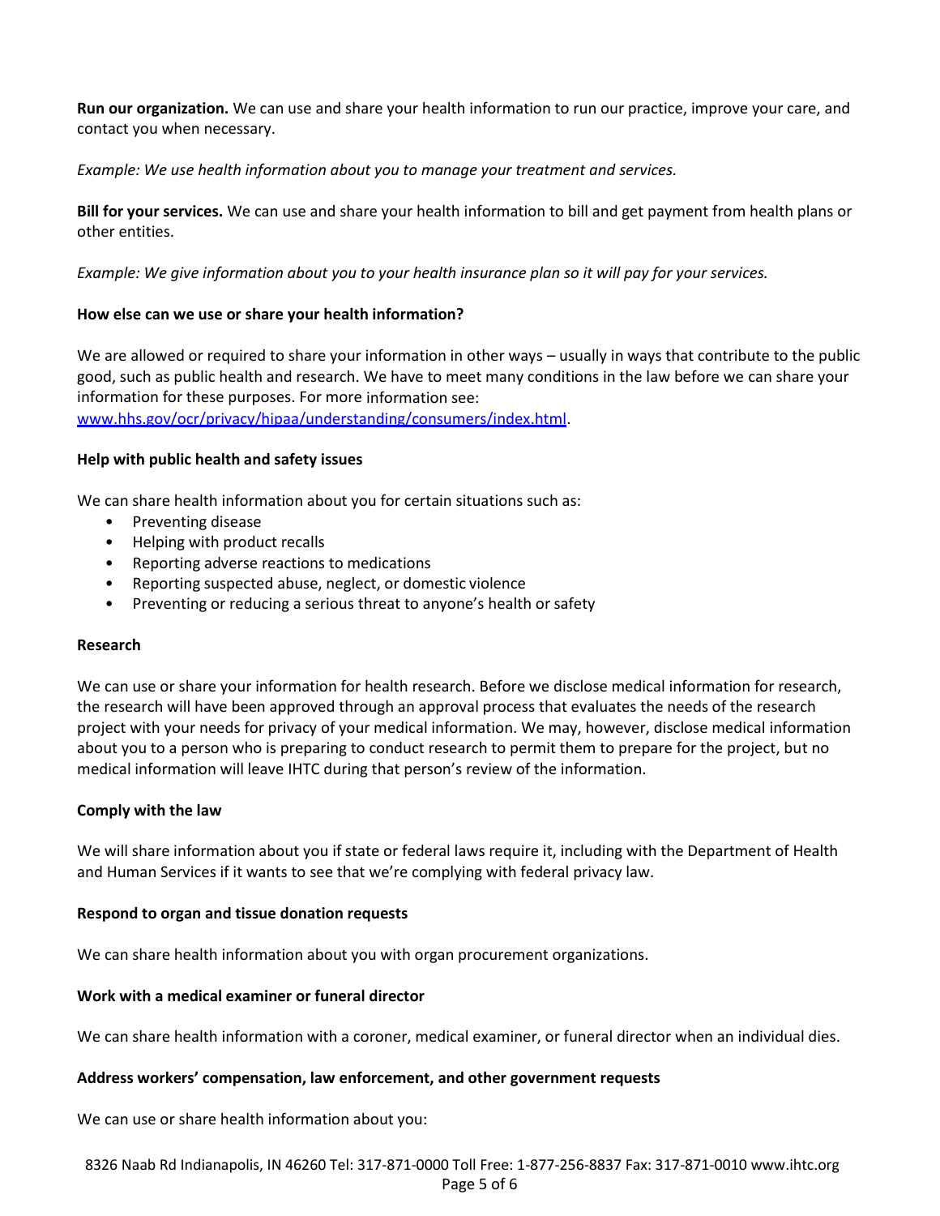**Run our organization.** We can use and share your health information to run our practice, improve your care, and contact you when necessary.

*Example: We use health information about you to manage your treatment and services.*

**Bill for your services.** We can use and share your health information to bill and get payment from health plans or other entities.

*Example: We give information about you to your health insurance plan so it will pay for your services.*

**How else can we use or share your health information?**

We are allowed or required to share your information in other ways – usually in ways that contribute to the public good, such as public health and research. We have to meet many conditions in the law before we can share your information for these purposes. For more information see: [www.hhs.gov/ocr/privacy/hipaa/understanding/consumers/index.html](http://www.hhs.gov/ocr/privacy/hipaa/understanding/consumers/index.html).

**Help with public health and safety issues**

We can share health information about you for certain situations such as:

- Preventing disease
- Helping with product recalls
- Reporting adverse reactions to medications
- Reporting suspected abuse, neglect, or domestic violence
- Preventing or reducing a serious threat to anyone's health or safety

**Research**

We can use or share your information for health research. Before we disclose medical information for research, the research will have been approved through an approval process that evaluates the needs of the research project with your needs for privacy of your medical information. We may, however, disclose medical information about you to a person who is preparing to conduct research to permit them to prepare for the project, but no medical information will leave IHTC during that person's review of the information.

**Comply with the law**

We will share information about you if state or federal laws require it, including with the Department of Health and Human Services if it wants to see that we're complying with federal privacy law.

**Respond to organ and tissue donation requests**

We can share health information about you with organ procurement organizations.

**Work with a medical examiner or funeral director**

We can share health information with a coroner, medical examiner, or funeral director when an individual dies.

**Address workers' compensation, law enforcement, and other government requests**

We can use or share health information about you: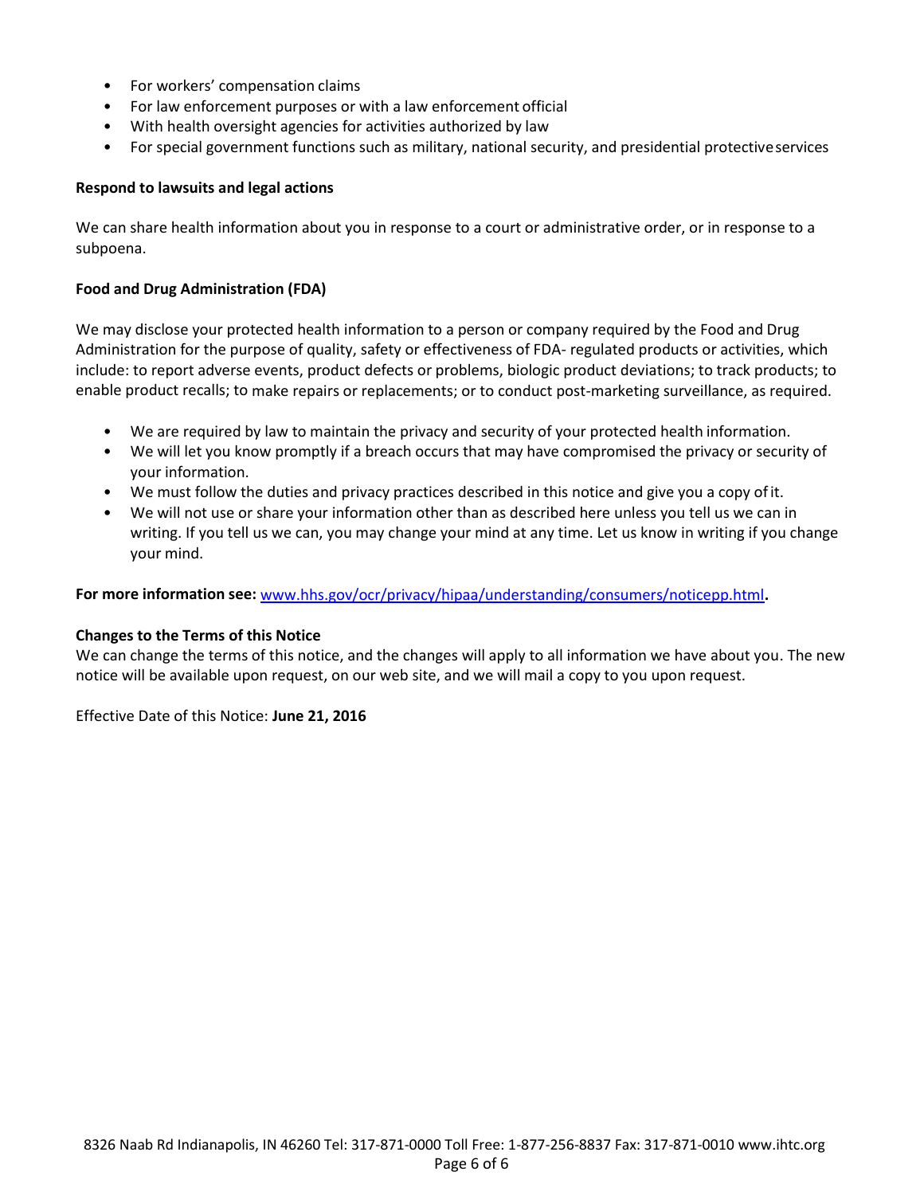- For workers' compensation claims
- For law enforcement purposes or with a law enforcement official
- With health oversight agencies for activities authorized by law
- For special government functions such as military, national security, and presidential protective services

**Respond to lawsuits and legal actions**

We can share health information about you in response to a court or administrative order, or in response to a subpoena.

**Food and Drug Administration (FDA)**

We may disclose your protected health information to a person or company required by the Food and Drug Administration for the purpose of quality, safety or effectiveness of FDA- regulated products or activities, which include: to report adverse events, product defects or problems, biologic product deviations; to track products; to enable product recalls; to make repairs or replacements; or to conduct post-marketing surveillance, as required.

- We are required by law to maintain the privacy and security of your protected health information.
- We will let you know promptly if a breach occurs that may have compromised the privacy or security of your information.
- We must follow the duties and privacy practices described in this notice and give you a copy of it.
- We will not use or share your information other than as described here unless you tell us we can in writing. If you tell us we can, you may change your mind at any time. Let us know in writing if you change your mind.

**For more information see:** www.hhs.gov/ocr/privacy/hipaa/understanding/consumers/noticepp.html**.**

**Changes to the Terms of this Notice**
We can change the terms of this notice, and the changes will apply to all information we have about you. The new notice will be available upon request, on our web site, and we will mail a copy to you upon request.

Effective Date of this Notice: **June 21, 2016**

8326 Naab Rd Indianapolis, IN 46260 Tel: 317-871-0000 Toll Free: 1-877-256-8837 Fax: 317-871-0010 www.ihtc.org